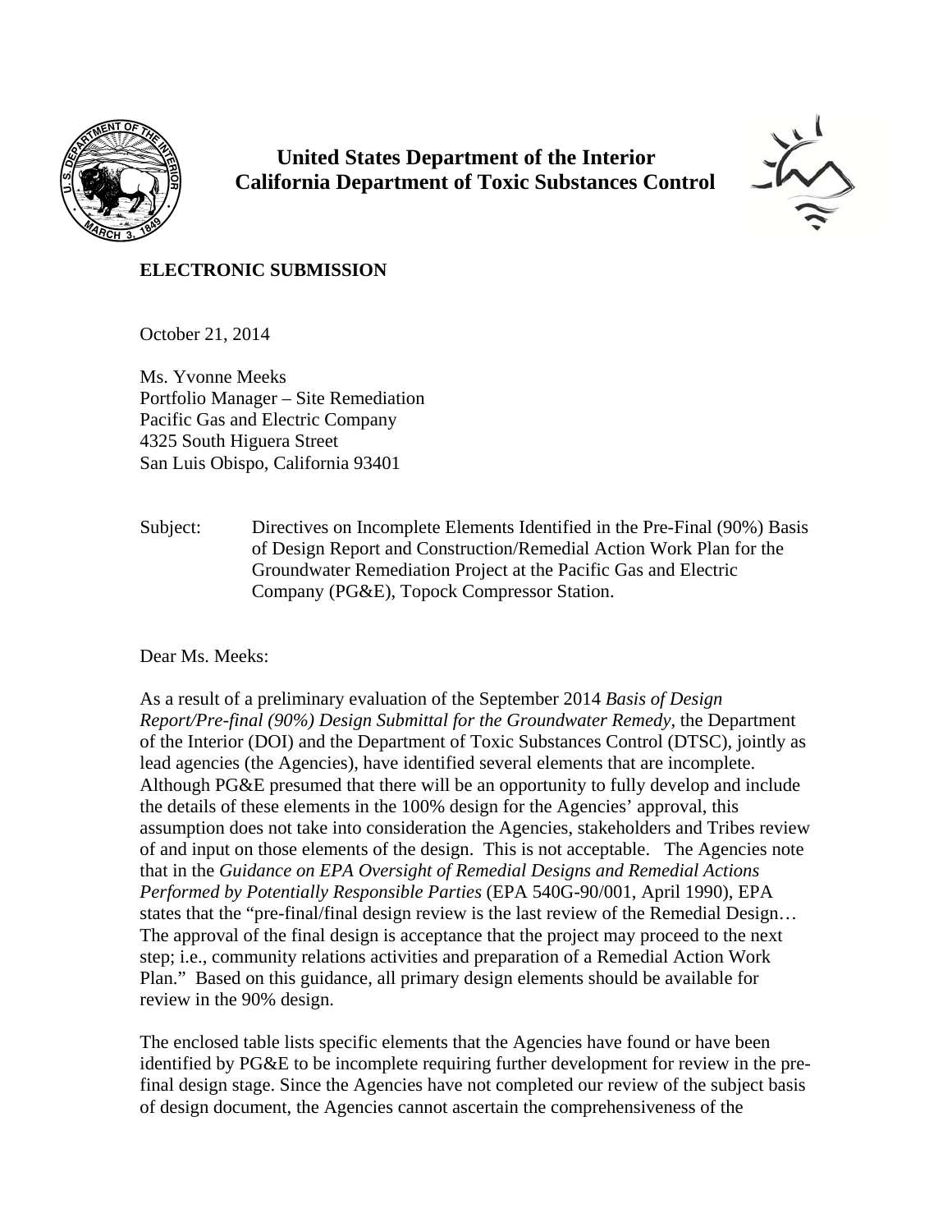**United States Department of the Interior**
**California Department of Toxic Substances Control**

**ELECTRONIC SUBMISSION**

October 21, 2014

Ms. Yvonne Meeks
Portfolio Manager – Site Remediation
Pacific Gas and Electric Company
4325 South Higuera Street
San Luis Obispo, California 93401

Subject: Directives on Incomplete Elements Identified in the Pre-Final (90%) Basis of Design Report and Construction/Remedial Action Work Plan for the Groundwater Remediation Project at the Pacific Gas and Electric Company (PG&E), Topock Compressor Station.

Dear Ms. Meeks:

As a result of a preliminary evaluation of the September 2014 *Basis of Design Report/Pre-final (90%) Design Submittal for the Groundwater Remedy,* the Department of the Interior (DOI) and the Department of Toxic Substances Control (DTSC), jointly as lead agencies (the Agencies), have identified several elements that are incomplete. Although PG&E presumed that there will be an opportunity to fully develop and include the details of these elements in the 100% design for the Agencies' approval, this assumption does not take into consideration the Agencies, stakeholders and Tribes review of and input on those elements of the design. This is not acceptable. The Agencies note that in the *Guidance on EPA Oversight of Remedial Designs and Remedial Actions Performed by Potentially Responsible Parties* (EPA 540G-90/001, April 1990), EPA states that the "pre-final/final design review is the last review of the Remedial Design… The approval of the final design is acceptance that the project may proceed to the next step; i.e., community relations activities and preparation of a Remedial Action Work Plan." Based on this guidance, all primary design elements should be available for review in the 90% design.

The enclosed table lists specific elements that the Agencies have found or have been identified by PG&E to be incomplete requiring further development for review in the pre-final design stage. Since the Agencies have not completed our review of the subject basis of design document, the Agencies cannot ascertain the comprehensiveness of the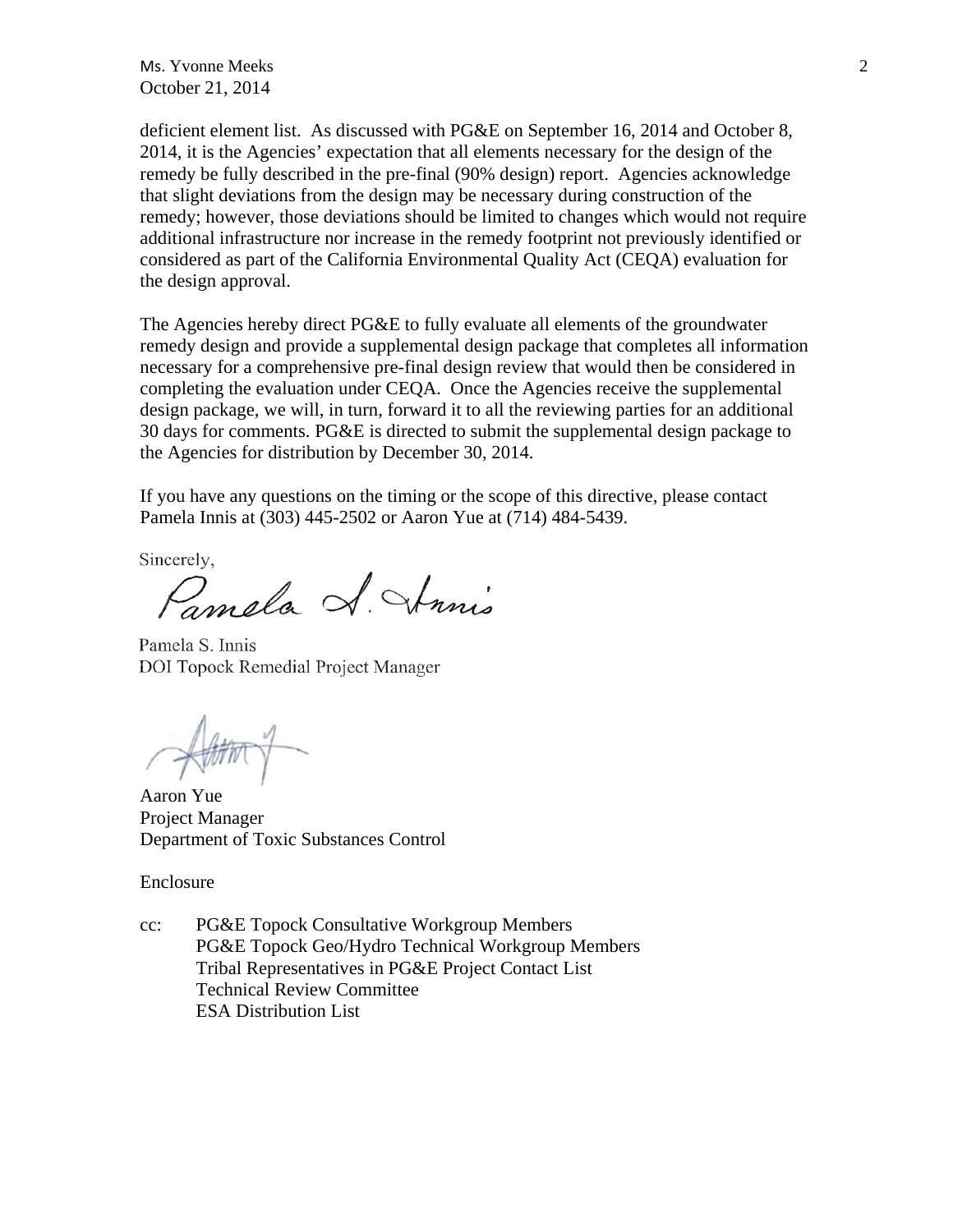deficient element list. As discussed with PG&E on September 16, 2014 and October 8, 2014, it is the Agencies' expectation that all elements necessary for the design of the remedy be fully described in the pre-final (90% design) report. Agencies acknowledge that slight deviations from the design may be necessary during construction of the remedy; however, those deviations should be limited to changes which would not require additional infrastructure nor increase in the remedy footprint not previously identified or considered as part of the California Environmental Quality Act (CEQA) evaluation for the design approval.

The Agencies hereby direct PG&E to fully evaluate all elements of the groundwater remedy design and provide a supplemental design package that completes all information necessary for a comprehensive pre-final design review that would then be considered in completing the evaluation under CEQA. Once the Agencies receive the supplemental design package, we will, in turn, forward it to all the reviewing parties for an additional 30 days for comments. PG&E is directed to submit the supplemental design package to the Agencies for distribution by December 30, 2014.

If you have any questions on the timing or the scope of this directive, please contact Pamela Innis at (303) 445-2502 or Aaron Yue at (714) 484-5439.

Sincerely,

Pamela S. Innis
DOI Topock Remedial Project Manager

Aaron Yue
Project Manager
Department of Toxic Substances Control

Enclosure

cc: PG&E Topock Consultative Workgroup Members
PG&E Topock Geo/Hydro Technical Workgroup Members
Tribal Representatives in PG&E Project Contact List
Technical Review Committee
ESA Distribution List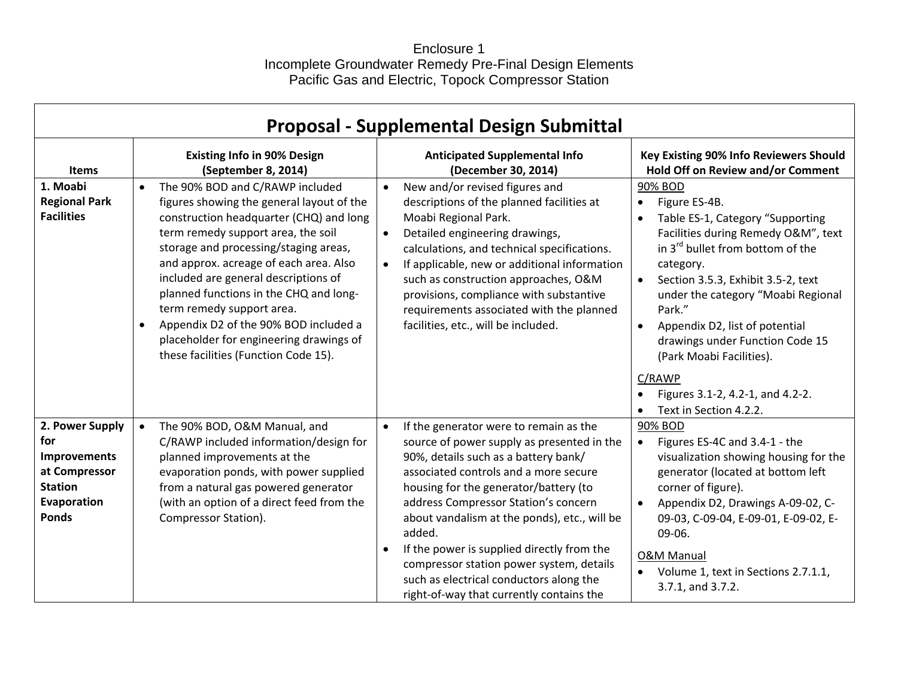Enclosure 1
Incomplete Groundwater Remedy Pre-Final Design Elements
Pacific Gas and Electric, Topock Compressor Station

## Proposal - Supplemental Design Submittal

| Items | Existing Info in 90% Design (September 8, 2014) | Anticipated Supplemental Info (December 30, 2014) | Key Existing 90% Info Reviewers Should Hold Off on Review and/or Comment |
|---|---|---|---|
| **1. Moabi Regional Park Facilities** | • The 90% BOD and C/RAWP included figures showing the general layout of the construction headquarter (CHQ) and long term remedy support area, the soil storage and processing/staging areas, and approx. acreage of each area. Also included are general descriptions of planned functions in the CHQ and long-term remedy support area.<br>• Appendix D2 of the 90% BOD included a placeholder for engineering drawings of these facilities (Function Code 15). | • New and/or revised figures and descriptions of the planned facilities at Moabi Regional Park.<br>• Detailed engineering drawings, calculations, and technical specifications.<br>• If applicable, new or additional information such as construction approaches, O&M provisions, compliance with substantive requirements associated with the planned facilities, etc., will be included. | 90% BOD<br>• Figure ES-4B.<br>• Table ES-1, Category "Supporting Facilities during Remedy O&M", text in 3rd bullet from bottom of the category.<br>• Section 3.5.3, Exhibit 3.5-2, text under the category "Moabi Regional Park."<br>• Appendix D2, list of potential drawings under Function Code 15 (Park Moabi Facilities).<br><br>C/RAWP<br>• Figures 3.1-2, 4.2-1, and 4.2-2.<br>• Text in Section 4.2.2. |
| **2. Power Supply for Improvements at Compressor Station Evaporation Ponds** | • The 90% BOD, O&M Manual, and C/RAWP included information/design for planned improvements at the evaporation ponds, with power supplied from a natural gas powered generator (with an option of a direct feed from the Compressor Station). | • If the generator were to remain as the source of power supply as presented in the 90%, details such as a battery bank/ associated controls and a more secure housing for the generator/battery (to address Compressor Station's concern about vandalism at the ponds), etc., will be added.<br>• If the power is supplied directly from the compressor station power system, details such as electrical conductors along the right-of-way that currently contains the | 90% BOD<br>• Figures ES-4C and 3.4-1 - the visualization showing housing for the generator (located at bottom left corner of figure).<br>• Appendix D2, Drawings A-09-02, C-09-03, C-09-04, E-09-01, E-09-02, E-09-06.<br><br>O&M Manual<br>• Volume 1, text in Sections 2.7.1.1, 3.7.1, and 3.7.2. |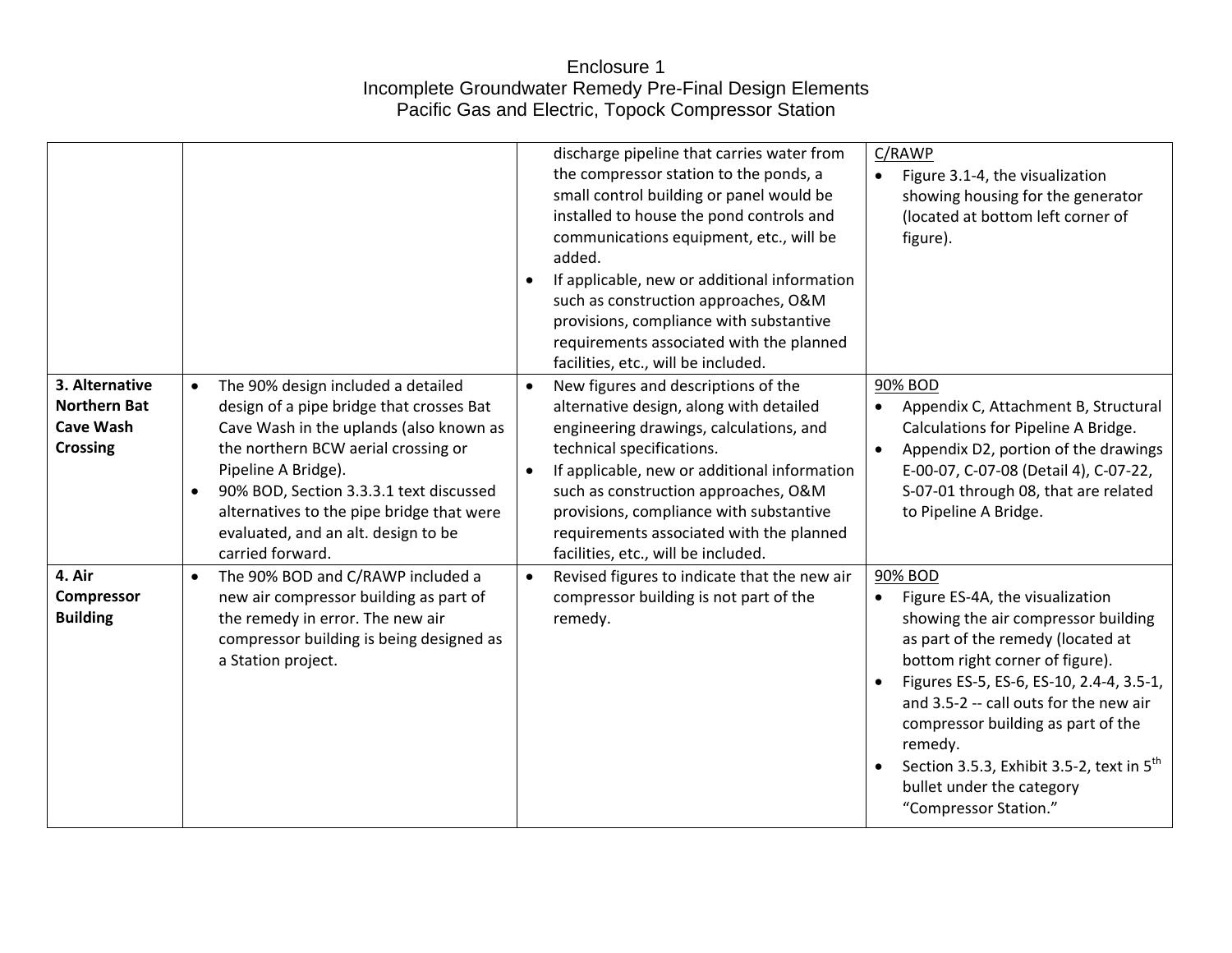Enclosure 1
Incomplete Groundwater Remedy Pre-Final Design Elements
Pacific Gas and Electric, Topock Compressor Station

| | | | |
|---|---|---|---|
| | | discharge pipeline that carries water from the compressor station to the ponds, a small control building or panel would be installed to house the pond controls and communications equipment, etc., will be added.<br>• If applicable, new or additional information such as construction approaches, O&M provisions, compliance with substantive requirements associated with the planned facilities, etc., will be included. | C/RAWP<br>• Figure 3.1-4, the visualization showing housing for the generator (located at bottom left corner of figure). |
| **3. Alternative Northern Bat Cave Wash Crossing** | • The 90% design included a detailed design of a pipe bridge that crosses Bat Cave Wash in the uplands (also known as the northern BCW aerial crossing or Pipeline A Bridge).<br>• 90% BOD, Section 3.3.3.1 text discussed alternatives to the pipe bridge that were evaluated, and an alt. design to be carried forward. | • New figures and descriptions of the alternative design, along with detailed engineering drawings, calculations, and technical specifications.<br>• If applicable, new or additional information such as construction approaches, O&M provisions, compliance with substantive requirements associated with the planned facilities, etc., will be included. | 90% BOD<br>• Appendix C, Attachment B, Structural Calculations for Pipeline A Bridge.<br>• Appendix D2, portion of the drawings E-00-07, C-07-08 (Detail 4), C-07-22, S-07-01 through 08, that are related to Pipeline A Bridge. |
| **4. Air Compressor Building** | • The 90% BOD and C/RAWP included a new air compressor building as part of the remedy in error. The new air compressor building is being designed as a Station project. | • Revised figures to indicate that the new air compressor building is not part of the remedy. | 90% BOD<br>• Figure ES-4A, the visualization showing the air compressor building as part of the remedy (located at bottom right corner of figure).<br>• Figures ES-5, ES-6, ES-10, 2.4-4, 3.5-1, and 3.5-2 -- call outs for the new air compressor building as part of the remedy.<br>• Section 3.5.3, Exhibit 3.5-2, text in 5th bullet under the category "Compressor Station." |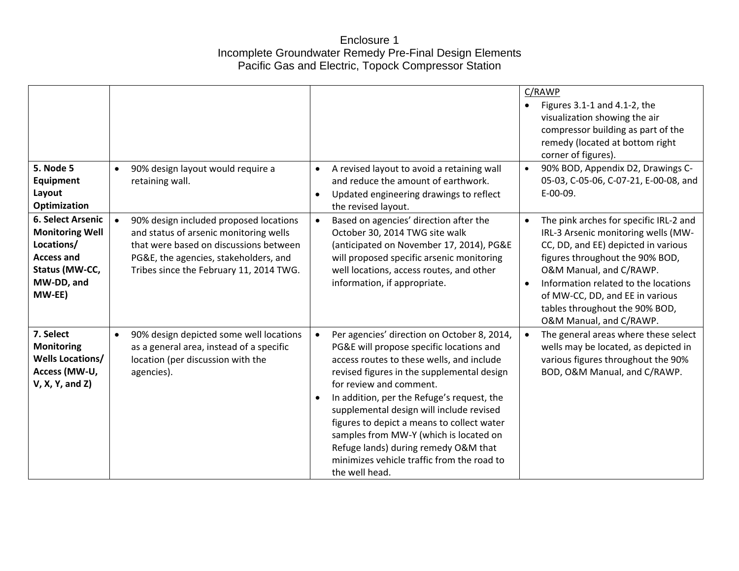# Enclosure 1
## Incomplete Groundwater Remedy Pre-Final Design Elements
## Pacific Gas and Electric, Topock Compressor Station

| | | | |
|---|---|---|---|
| | | | C/RAWP<br>• Figures 3.1-1 and 4.1-2, the visualization showing the air compressor building as part of the remedy (located at bottom right corner of figures). |
| **5. Node 5 Equipment Layout Optimization** | • 90% design layout would require a retaining wall. | • A revised layout to avoid a retaining wall and reduce the amount of earthwork.<br>• Updated engineering drawings to reflect the revised layout. | • 90% BOD, Appendix D2, Drawings C-05-03, C-05-06, C-07-21, E-00-08, and E-00-09. |
| **6. Select Arsenic Monitoring Well Locations/ Access and Status (MW-CC, MW-DD, and MW-EE)** | • 90% design included proposed locations and status of arsenic monitoring wells that were based on discussions between PG&E, the agencies, stakeholders, and Tribes since the February 11, 2014 TWG. | • Based on agencies' direction after the October 30, 2014 TWG site walk (anticipated on November 17, 2014), PG&E will proposed specific arsenic monitoring well locations, access routes, and other information, if appropriate. | • The pink arches for specific IRL-2 and IRL-3 Arsenic monitoring wells (MW-CC, DD, and EE) depicted in various figures throughout the 90% BOD, O&M Manual, and C/RAWP.<br>• Information related to the locations of MW-CC, DD, and EE in various tables throughout the 90% BOD, O&M Manual, and C/RAWP. |
| **7. Select Monitoring Wells Locations/ Access (MW-U, V, X, Y, and Z)** | • 90% design depicted some well locations as a general area, instead of a specific location (per discussion with the agencies). | • Per agencies' direction on October 8, 2014, PG&E will propose specific locations and access routes to these wells, and include revised figures in the supplemental design for review and comment.<br>• In addition, per the Refuge's request, the supplemental design will include revised figures to depict a means to collect water samples from MW-Y (which is located on Refuge lands) during remedy O&M that minimizes vehicle traffic from the road to the well head. | • The general areas where these select wells may be located, as depicted in various figures throughout the 90% BOD, O&M Manual, and C/RAWP. |